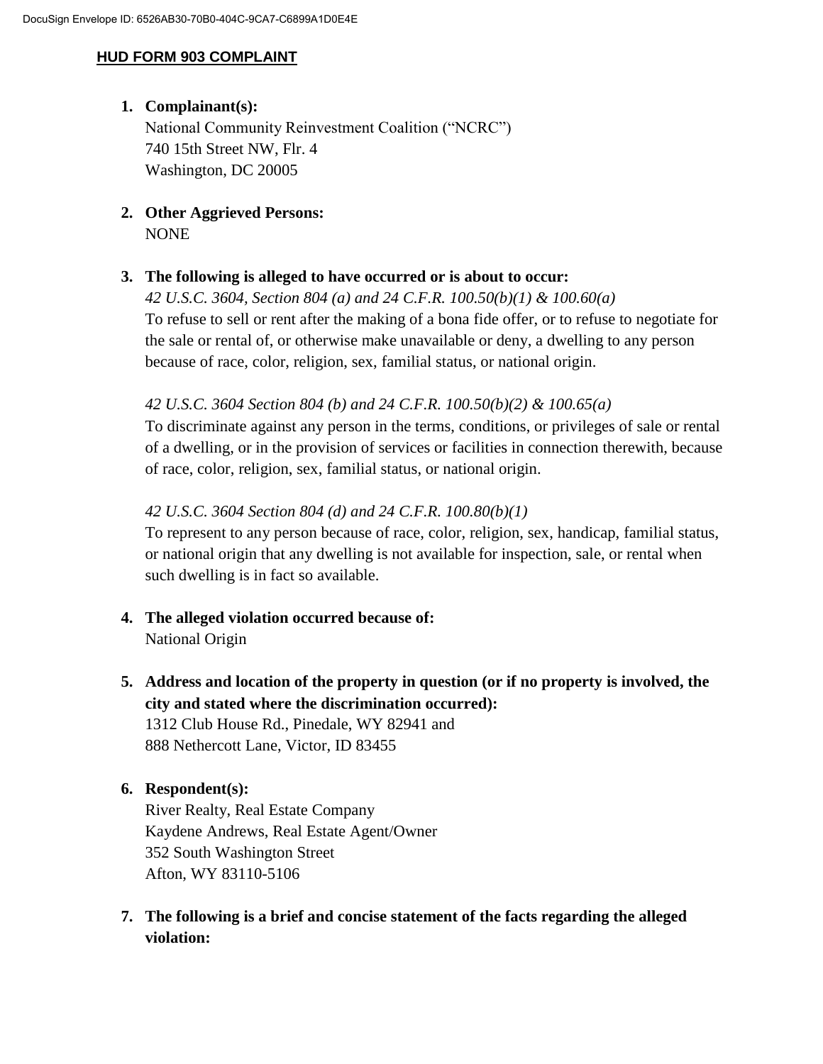## HUD FORM 903 COMPLAINT

1. **Complainant(s):**
   National Community Reinvestment Coalition ("NCRC")
   740 15th Street NW, Flr. 4
   Washington, DC 20005

2. **Other Aggrieved Persons:**
   NONE

3. **The following is alleged to have occurred or is about to occur:**
   *42 U.S.C. 3604, Section 804 (a) and 24 C.F.R. 100.50(b)(1) & 100.60(a)*
   To refuse to sell or rent after the making of a bona fide offer, or to refuse to negotiate for the sale or rental of, or otherwise make unavailable or deny, a dwelling to any person because of race, color, religion, sex, familial status, or national origin.

   *42 U.S.C. 3604 Section 804 (b) and 24 C.F.R. 100.50(b)(2) & 100.65(a)*
   To discriminate against any person in the terms, conditions, or privileges of sale or rental of a dwelling, or in the provision of services or facilities in connection therewith, because of race, color, religion, sex, familial status, or national origin.

   *42 U.S.C. 3604 Section 804 (d) and 24 C.F.R. 100.80(b)(1)*
   To represent to any person because of race, color, religion, sex, handicap, familial status, or national origin that any dwelling is not available for inspection, sale, or rental when such dwelling is in fact so available.

4. **The alleged violation occurred because of:**
   National Origin

5. **Address and location of the property in question (or if no property is involved, the city and stated where the discrimination occurred):**
   1312 Club House Rd., Pinedale, WY 82941 and
   888 Nethercott Lane, Victor, ID 83455

6. **Respondent(s):**
   River Realty, Real Estate Company
   Kaydene Andrews, Real Estate Agent/Owner
   352 South Washington Street
   Afton, WY 83110-5106

7. **The following is a brief and concise statement of the facts regarding the alleged violation:**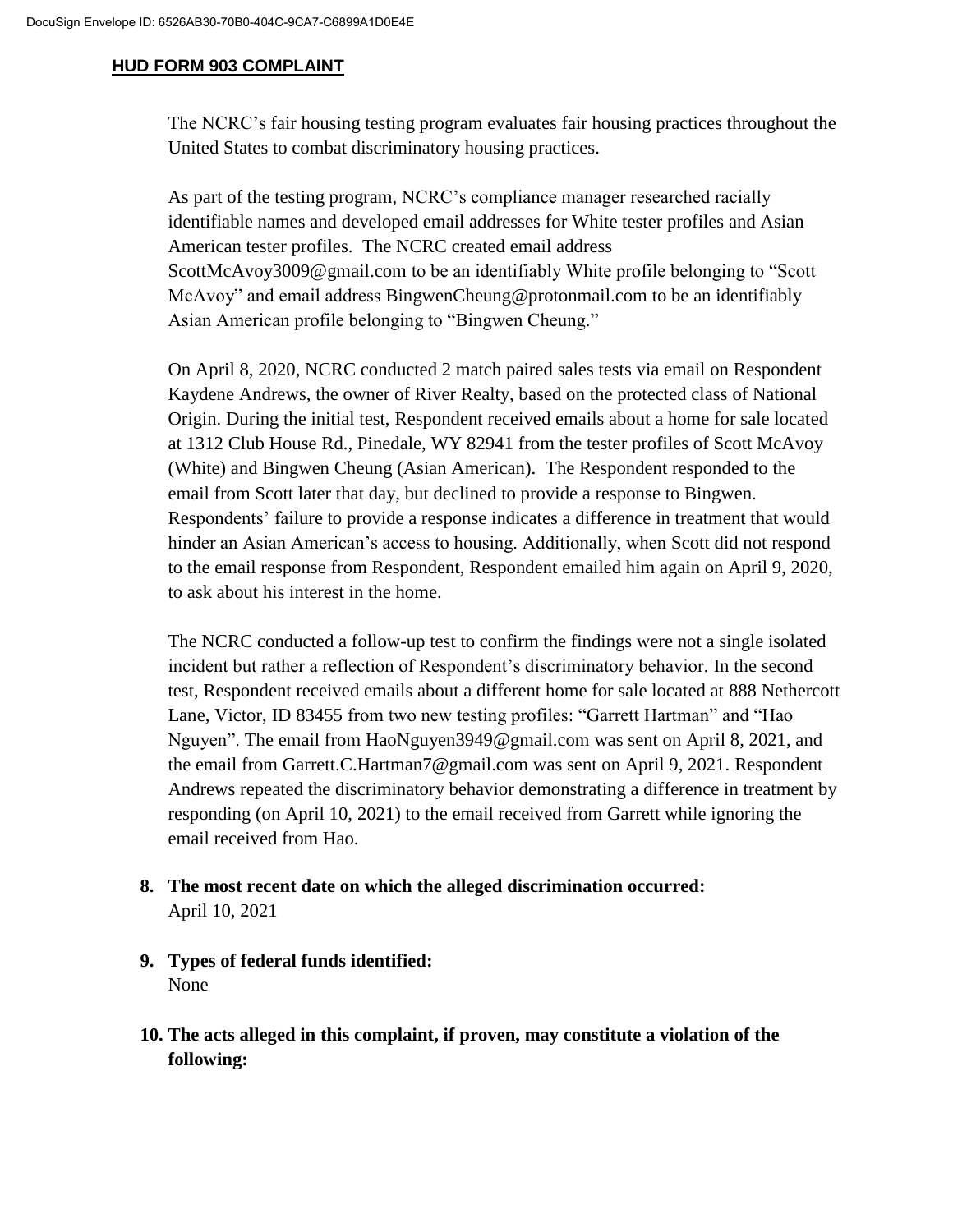**HUD FORM 903 COMPLAINT**

The NCRC's fair housing testing program evaluates fair housing practices throughout the United States to combat discriminatory housing practices.

As part of the testing program, NCRC's compliance manager researched racially identifiable names and developed email addresses for White tester profiles and Asian American tester profiles. The NCRC created email address ScottMcAvoy3009@gmail.com to be an identifiably White profile belonging to "Scott McAvoy" and email address BingwenCheung@protonmail.com to be an identifiably Asian American profile belonging to "Bingwen Cheung."

On April 8, 2020, NCRC conducted 2 match paired sales tests via email on Respondent Kaydene Andrews, the owner of River Realty, based on the protected class of National Origin. During the initial test, Respondent received emails about a home for sale located at 1312 Club House Rd., Pinedale, WY 82941 from the tester profiles of Scott McAvoy (White) and Bingwen Cheung (Asian American). The Respondent responded to the email from Scott later that day, but declined to provide a response to Bingwen. Respondents' failure to provide a response indicates a difference in treatment that would hinder an Asian American's access to housing. Additionally, when Scott did not respond to the email response from Respondent, Respondent emailed him again on April 9, 2020, to ask about his interest in the home.

The NCRC conducted a follow-up test to confirm the findings were not a single isolated incident but rather a reflection of Respondent's discriminatory behavior. In the second test, Respondent received emails about a different home for sale located at 888 Nethercott Lane, Victor, ID 83455 from two new testing profiles: "Garrett Hartman" and "Hao Nguyen". The email from HaoNguyen3949@gmail.com was sent on April 8, 2021, and the email from Garrett.C.Hartman7@gmail.com was sent on April 9, 2021. Respondent Andrews repeated the discriminatory behavior demonstrating a difference in treatment by responding (on April 10, 2021) to the email received from Garrett while ignoring the email received from Hao.

8. **The most recent date on which the alleged discrimination occurred:**
   April 10, 2021

9. **Types of federal funds identified:**
   None

10. **The acts alleged in this complaint, if proven, may constitute a violation of the following:**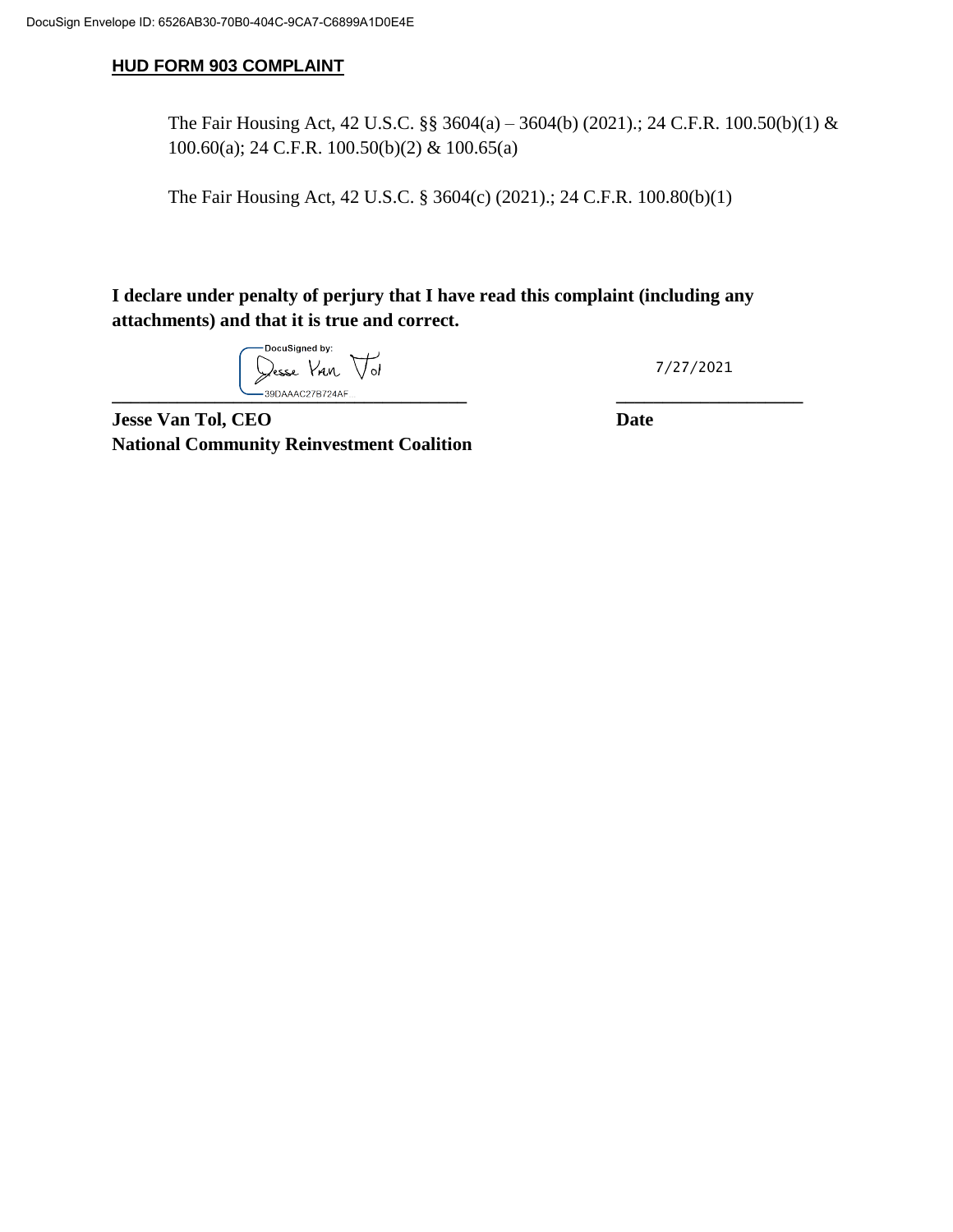DocuSign Envelope ID: 6526AB30-70B0-404C-9CA7-C6899A1D0E4E

**HUD FORM 903 COMPLAINT**

The Fair Housing Act, 42 U.S.C. §§ 3604(a) – 3604(b) (2021).; 24 C.F.R. 100.50(b)(1) & 100.60(a); 24 C.F.R. 100.50(b)(2) & 100.65(a)

The Fair Housing Act, 42 U.S.C. § 3604(c) (2021).; 24 C.F.R. 100.80(b)(1)

**I declare under penalty of perjury that I have read this complaint (including any attachments) and that it is true and correct.**

DocuSigned by: Jesse Van Tol
39DAAAC27B724AF...

7/27/2021

**Jesse Van Tol, CEO**
**National Community Reinvestment Coalition**

**Date**